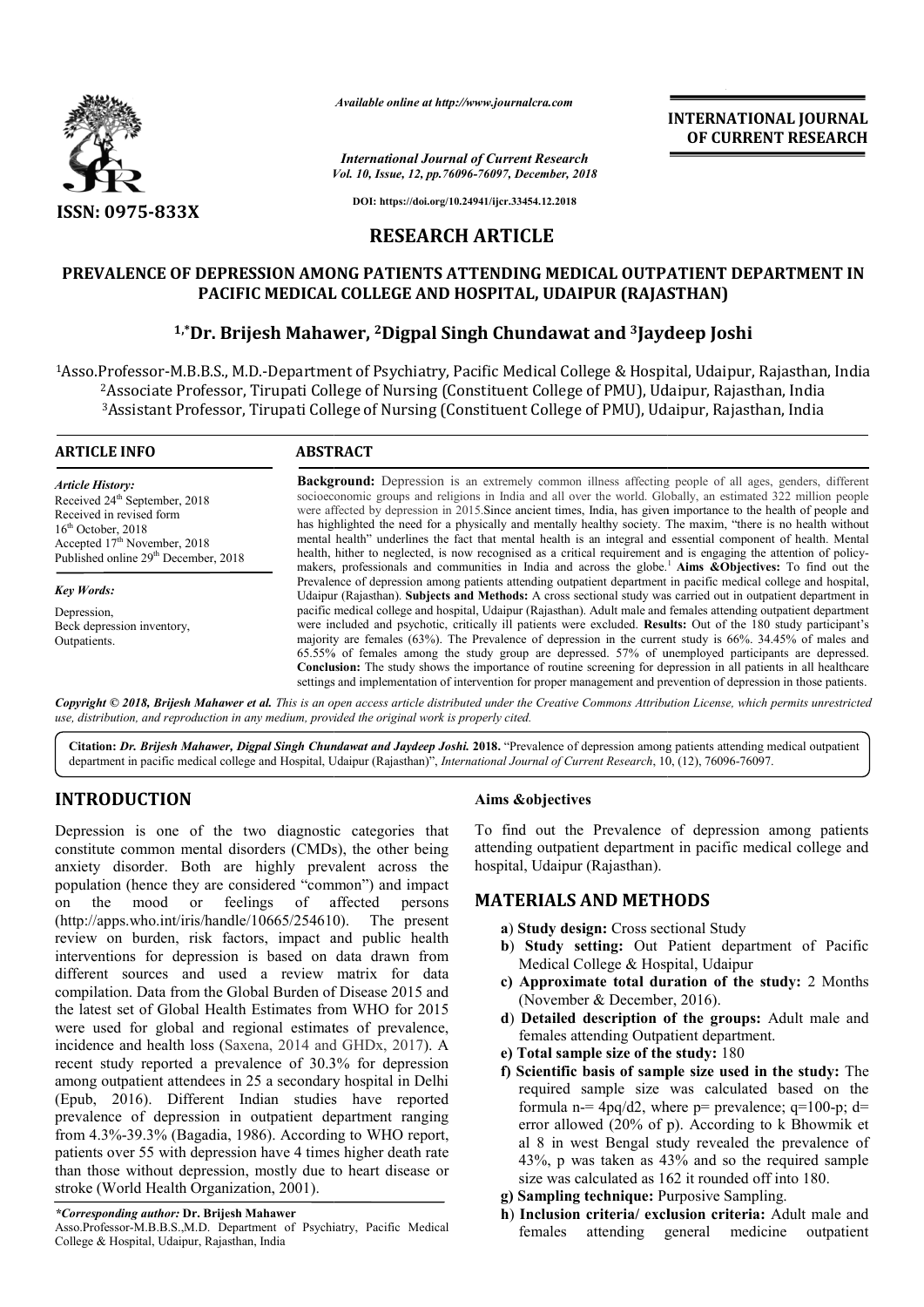# RESEARCH ARTICLE

## PREVALENCE OF DEPRESSION AMONG PATIENTS ATTENDING MEDICAL OUTPATIENT DEPARTMENT IN PACIFIC MEDICAL COLLEGE AND HOSPITAL, UDAIPUR (RAJASTHAN)

**[1,*]Dr. Brijesh Mahawer, [2]Digpal Singh Chundawat and [3]Jaydeep Joshi**

[1]Asso.Professor-M.B.B.S., M.D.-Department of Psychiatry, Pacific Medical College & Hospital, Udaipur, Rajasthan, India
[2]Associate Professor, Tirupati College of Nursing (Constituent College of PMU), Udaipur, Rajasthan, India
[3]Assistant Professor, Tirupati College of Nursing (Constituent College of PMU), Udaipur, Rajasthan, India

### ARTICLE INFO

*Article History:*
Received 24th September, 2018
Received in revised form
16th October, 2018
Accepted 17th November, 2018
Published online 29th December, 2018

*Key Words:*
Depression,
Beck depression inventory,
Outpatients.

### ABSTRACT

**Background:** Depression is an extremely common illness affecting people of all ages, genders, different socioeconomic groups and religions in India and all over the world. Globally, an estimated 322 million people were affected by depression in 2015.Since ancient times, India, has given importance to the health of people and has highlighted the need for a physically and mentally healthy society. The maxim, "there is no health without mental health" underlines the fact that mental health is an integral and essential component of health. Mental health, hither to neglected, is now recognised as a critical requirement and is engaging the attention of policy-makers, professionals and communities in India and across the globe.[1] **Aims &Objectives:** To find out the Prevalence of depression among patients attending outpatient department in pacific medical college and hospital, Udaipur (Rajasthan). **Subjects and Methods:** A cross sectional study was carried out in outpatient department in pacific medical college and hospital, Udaipur (Rajasthan). Adult male and females attending outpatient department were included and psychotic, critically ill patients were excluded. **Results:** Out of the 180 study participant's majority are females (63%). The Prevalence of depression in the current study is 66%. 34.45% of males and 65.55% of females among the study group are depressed. 57% of unemployed participants are depressed. **Conclusion:** The study shows the importance of routine screening for depression in all patients in all healthcare settings and implementation of intervention for proper management and prevention of depression in those patients.

*Copyright © 2018, Brijesh Mahawer et al. This is an open access article distributed under the Creative Commons Attribution License, which permits unrestricted use, distribution, and reproduction in any medium, provided the original work is properly cited.*

**Citation:** *Dr. Brijesh Mahawer, Digpal Singh Chundawat and Jaydeep Joshi.* **2018.** "Prevalence of depression among patients attending medical outpatient department in pacific medical college and Hospital, Udaipur (Rajasthan)", *International Journal of Current Research*, 10, (12), 76096-76097.

## INTRODUCTION

Depression is one of the two diagnostic categories that constitute common mental disorders (CMDs), the other being anxiety disorder. Both are highly prevalent across the population (hence they are considered "common") and impact on the mood or feelings of affected persons (http://apps.who.int/iris/handle/10665/254610). The present review on burden, risk factors, impact and public health interventions for depression is based on data drawn from different sources and used a review matrix for data compilation. Data from the Global Burden of Disease 2015 and the latest set of Global Health Estimates from WHO for 2015 were used for global and regional estimates of prevalence, incidence and health loss (Saxena, 2014 and GHDx, 2017). A recent study reported a prevalence of 30.3% for depression among outpatient attendees in 25 a secondary hospital in Delhi (Epub, 2016). Different Indian studies have reported prevalence of depression in outpatient department ranging from 4.3%-39.3% (Bagadia, 1986). According to WHO report, patients over 55 with depression have 4 times higher death rate than those without depression, mostly due to heart disease or stroke (World Health Organization, 2001).

### Aims &objectives

To find out the Prevalence of depression among patients attending outpatient department in pacific medical college and hospital, Udaipur (Rajasthan).

## MATERIALS AND METHODS

- **a) Study design:** Cross sectional Study
- **b) Study setting:** Out Patient department of Pacific Medical College & Hospital, Udaipur
- **c) Approximate total duration of the study:** 2 Months (November & December, 2016).
- **d) Detailed description of the groups:** Adult male and females attending Outpatient department.
- **e) Total sample size of the study:** 180
- **f) Scientific basis of sample size used in the study:** The required sample size was calculated based on the formula n-= 4pq/d2, where p= prevalence; q=100-p; d= error allowed (20% of p). According to k Bhowmik et al 8 in west Bengal study revealed the prevalence of 43%, p was taken as 43% and so the required sample size was calculated as 162 it rounded off into 180.
- **g) Sampling technique:** Purposive Sampling.
- **h) Inclusion criteria/ exclusion criteria:** Adult male and females attending general medicine outpatient

*\*Corresponding author:* **Dr. Brijesh Mahawer**
Asso.Professor-M.B.B.S.,M.D. Department of Psychiatry, Pacific Medical College & Hospital, Udaipur, Rajasthan, India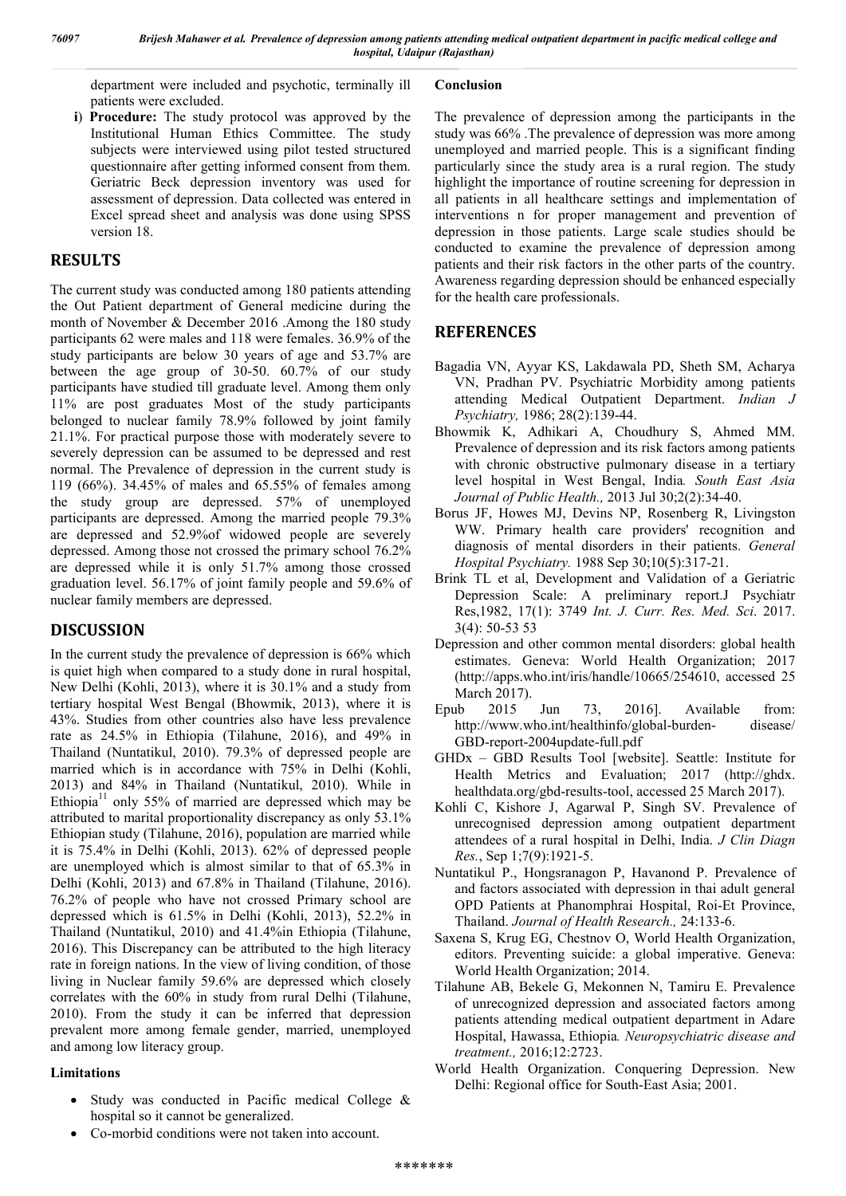department were included and psychotic, terminally ill patients were excluded.

i) **Procedure:** The study protocol was approved by the Institutional Human Ethics Committee. The study subjects were interviewed using pilot tested structured questionnaire after getting informed consent from them. Geriatric Beck depression inventory was used for assessment of depression. Data collected was entered in Excel spread sheet and analysis was done using SPSS version 18.

## RESULTS

The current study was conducted among 180 patients attending the Out Patient department of General medicine during the month of November & December 2016 .Among the 180 study participants 62 were males and 118 were females. 36.9% of the study participants are below 30 years of age and 53.7% are between the age group of 30-50. 60.7% of our study participants have studied till graduate level. Among them only 11% are post graduates Most of the study participants belonged to nuclear family 78.9% followed by joint family 21.1%. For practical purpose those with moderately severe to severely depression can be assumed to be depressed and rest normal. The Prevalence of depression in the current study is 119 (66%). 34.45% of males and 65.55% of females among the study group are depressed. 57% of unemployed participants are depressed. Among the married people 79.3% are depressed and 52.9%of widowed people are severely depressed. Among those not crossed the primary school 76.2% are depressed while it is only 51.7% among those crossed graduation level. 56.17% of joint family people and 59.6% of nuclear family members are depressed.

## DISCUSSION

In the current study the prevalence of depression is 66% which is quiet high when compared to a study done in rural hospital, New Delhi (Kohli, 2013), where it is 30.1% and a study from tertiary hospital West Bengal (Bhowmik, 2013), where it is 43%. Studies from other countries also have less prevalence rate as 24.5% in Ethiopia (Tilahune, 2016), and 49% in Thailand (Nuntatikul, 2010). 79.3% of depressed people are married which is in accordance with 75% in Delhi (Kohli, 2013) and 84% in Thailand (Nuntatikul, 2010). While in Ethiopia[11] only 55% of married are depressed which may be attributed to marital proportionality discrepancy as only 53.1% Ethiopian study (Tilahune, 2016), population are married while it is 75.4% in Delhi (Kohli, 2013). 62% of depressed people are unemployed which is almost similar to that of 65.3% in Delhi (Kohli, 2013) and 67.8% in Thailand (Tilahune, 2016). 76.2% of people who have not crossed Primary school are depressed which is 61.5% in Delhi (Kohli, 2013), 52.2% in Thailand (Nuntatikul, 2010) and 41.4%in Ethiopia (Tilahune, 2016). This Discrepancy can be attributed to the high literacy rate in foreign nations. In the view of living condition, of those living in Nuclear family 59.6% are depressed which closely correlates with the 60% in study from rural Delhi (Tilahune, 2010). From the study it can be inferred that depression prevalent more among female gender, married, unemployed and among low literacy group.

### Limitations

- Study was conducted in Pacific medical College & hospital so it cannot be generalized.
- Co-morbid conditions were not taken into account.

### Conclusion

The prevalence of depression among the participants in the study was 66% .The prevalence of depression was more among unemployed and married people. This is a significant finding particularly since the study area is a rural region. The study highlight the importance of routine screening for depression in all patients in all healthcare settings and implementation of interventions n for proper management and prevention of depression in those patients. Large scale studies should be conducted to examine the prevalence of depression among patients and their risk factors in the other parts of the country. Awareness regarding depression should be enhanced especially for the health care professionals.

## REFERENCES

Bagadia VN, Ayyar KS, Lakdawala PD, Sheth SM, Acharya VN, Pradhan PV. Psychiatric Morbidity among patients attending Medical Outpatient Department. *Indian J Psychiatry,* 1986; 28(2):139-44.

Bhowmik K, Adhikari A, Choudhury S, Ahmed MM. Prevalence of depression and its risk factors among patients with chronic obstructive pulmonary disease in a tertiary level hospital in West Bengal, India*. South East Asia Journal of Public Health.,* 2013 Jul 30;2(2):34-40.

Borus JF, Howes MJ, Devins NP, Rosenberg R, Livingston WW. Primary health care providers' recognition and diagnosis of mental disorders in their patients. *General Hospital Psychiatry.* 1988 Sep 30;10(5):317-21.

Brink TL et al, Development and Validation of a Geriatric Depression Scale: A preliminary report.J Psychiatr Res,1982, 17(1): 3749 *Int. J. Curr. Res. Med. Sci*. 2017. 3(4): 50-53 53

Depression and other common mental disorders: global health estimates. Geneva: World Health Organization; 2017 (http://apps.who.int/iris/handle/10665/254610, accessed 25 March 2017).

Epub 2015 Jun 73, 2016]. Available from: http://www.who.int/healthinfo/global-burden- disease/ GBD-report-2004update-full.pdf

GHDx – GBD Results Tool [website]. Seattle: Institute for Health Metrics and Evaluation; 2017 (http://ghdx. healthdata.org/gbd-results-tool, accessed 25 March 2017).

Kohli C, Kishore J, Agarwal P, Singh SV. Prevalence of unrecognised depression among outpatient department attendees of a rural hospital in Delhi, India. *J Clin Diagn Res.*, Sep 1;7(9):1921-5.

Nuntatikul P., Hongsranagon P, Havanond P. Prevalence of and factors associated with depression in thai adult general OPD Patients at Phanomphrai Hospital, Roi-Et Province, Thailand. *Journal of Health Research.,* 24:133-6.

Saxena S, Krug EG, Chestnov O, World Health Organization, editors. Preventing suicide: a global imperative. Geneva: World Health Organization; 2014.

Tilahune AB, Bekele G, Mekonnen N, Tamiru E. Prevalence of unrecognized depression and associated factors among patients attending medical outpatient department in Adare Hospital, Hawassa, Ethiopia*. Neuropsychiatric disease and treatment.,* 2016;12:2723.

World Health Organization. Conquering Depression. New Delhi: Regional office for South-East Asia; 2001.

\*\*\*\*\*\*\*